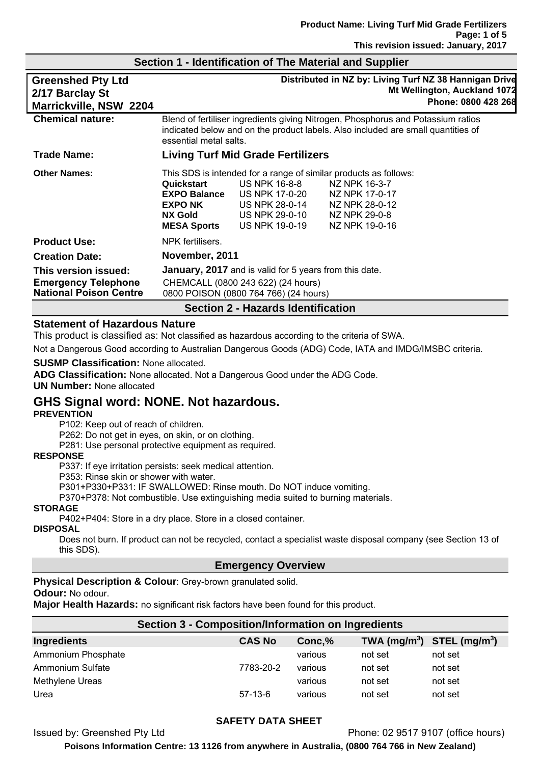## Section 1 - Identification of The Material and Supplier

| Greenshed Pty Ltd 2/17 Barclay St Marrickville, NSW 2204 | Distributed in NZ by: Living Turf NZ 38 Hannigan Drive Mt Wellington, Auckland 1072 Phone: 0800 428 268 |
|---|---|

**Chemical nature:** Blend of fertiliser ingredients giving Nitrogen, Phosphorus and Potassium ratios indicated below and on the product labels. Also included are small quantities of essential metal salts.

**Trade Name:** **Living Turf Mid Grade Fertilizers**

**Other Names:** This SDS is intended for a range of similar products as follows:

| | | |
|---|---|---|
| **Quickstart** | US NPK 16-8-8 | NZ NPK 16-3-7 |
| **EXPO Balance** | US NPK 17-0-20 | NZ NPK 17-0-17 |
| **EXPO NK** | US NPK 28-0-14 | NZ NPK 28-0-12 |
| **NX Gold** | US NPK 29-0-10 | NZ NPK 29-0-8 |
| **MESA Sports** | US NPK 19-0-19 | NZ NPK 19-0-16 |

**Product Use:** NPK fertilisers.

**Creation Date:** **November, 2011**

**This version issued:** **January, 2017** and is valid for 5 years from this date.

**Emergency Telephone** CHEMCALL (0800 243 622) (24 hours)

**National Poison Centre** 0800 POISON (0800 764 766) (24 hours)

## Section 2 - Hazards Identification

### Statement of Hazardous Nature

This product is classified as: Not classified as hazardous according to the criteria of SWA.

Not a Dangerous Good according to Australian Dangerous Goods (ADG) Code, IATA and IMDG/IMSBC criteria.

**SUSMP Classification:** None allocated.

**ADG Classification:** None allocated. Not a Dangerous Good under the ADG Code.

**UN Number:** None allocated

## GHS Signal word: NONE. Not hazardous.

**PREVENTION**

P102: Keep out of reach of children.
P262: Do not get in eyes, on skin, or on clothing.
P281: Use personal protective equipment as required.

**RESPONSE**

P337: If eye irritation persists: seek medical attention.
P353: Rinse skin or shower with water.
P301+P330+P331: IF SWALLOWED: Rinse mouth. Do NOT induce vomiting.
P370+P378: Not combustible. Use extinguishing media suited to burning materials.

**STORAGE**

P402+P404: Store in a dry place. Store in a closed container.

**DISPOSAL**

Does not burn. If product can not be recycled, contact a specialist waste disposal company (see Section 13 of this SDS).

## Emergency Overview

**Physical Description & Colour**: Grey-brown granulated solid.

**Odour:** No odour.

**Major Health Hazards:** no significant risk factors have been found for this product.

## Section 3 - Composition/Information on Ingredients

| Ingredients | CAS No | Conc,% | TWA (mg/m$^3$) | STEL (mg/m$^3$) |
|---|---|---|---|---|
| Ammonium Phosphate | | various | not set | not set |
| Ammonium Sulfate | 7783-20-2 | various | not set | not set |
| Methylene Ureas | | various | not set | not set |
| Urea | 57-13-6 | various | not set | not set |

**SAFETY DATA SHEET**

Issued by: Greenshed Pty Ltd Phone: 02 9517 9107 (office hours)

**Poisons Information Centre: 13 1126 from anywhere in Australia, (0800 764 766 in New Zealand)**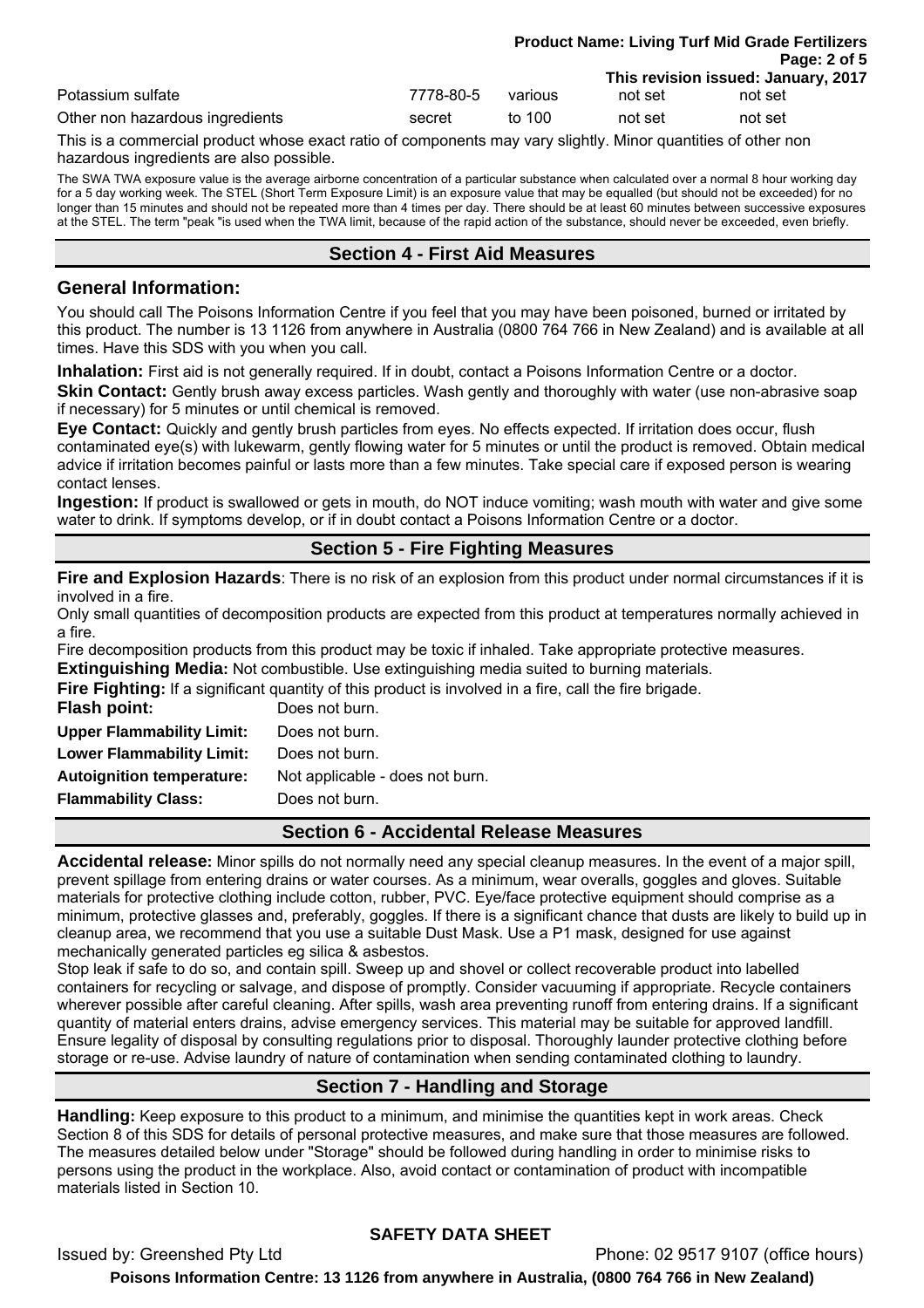| | | | | |
|---|---|---|---|---|
| Potassium sulfate | 7778-80-5 | various | not set | not set |
| Other non hazardous ingredients | secret | to 100 | not set | not set |

This is a commercial product whose exact ratio of components may vary slightly. Minor quantities of other non hazardous ingredients are also possible.

The SWA TWA exposure value is the average airborne concentration of a particular substance when calculated over a normal 8 hour working day for a 5 day working week. The STEL (Short Term Exposure Limit) is an exposure value that may be equalled (but should not be exceeded) for no longer than 15 minutes and should not be repeated more than 4 times per day. There should be at least 60 minutes between successive exposures at the STEL. The term "peak "is used when the TWA limit, because of the rapid action of the substance, should never be exceeded, even briefly.

## Section 4 - First Aid Measures

### General Information:

You should call The Poisons Information Centre if you feel that you may have been poisoned, burned or irritated by this product. The number is 13 1126 from anywhere in Australia (0800 764 766 in New Zealand) and is available at all times. Have this SDS with you when you call.

**Inhalation:** First aid is not generally required. If in doubt, contact a Poisons Information Centre or a doctor.

**Skin Contact:** Gently brush away excess particles. Wash gently and thoroughly with water (use non-abrasive soap if necessary) for 5 minutes or until chemical is removed.

**Eye Contact:** Quickly and gently brush particles from eyes. No effects expected. If irritation does occur, flush contaminated eye(s) with lukewarm, gently flowing water for 5 minutes or until the product is removed. Obtain medical advice if irritation becomes painful or lasts more than a few minutes. Take special care if exposed person is wearing contact lenses.

**Ingestion:** If product is swallowed or gets in mouth, do NOT induce vomiting; wash mouth with water and give some water to drink. If symptoms develop, or if in doubt contact a Poisons Information Centre or a doctor.

## Section 5 - Fire Fighting Measures

**Fire and Explosion Hazards**: There is no risk of an explosion from this product under normal circumstances if it is involved in a fire.

Only small quantities of decomposition products are expected from this product at temperatures normally achieved in a fire.

Fire decomposition products from this product may be toxic if inhaled. Take appropriate protective measures.

**Extinguishing Media:** Not combustible. Use extinguishing media suited to burning materials.

**Fire Fighting:** If a significant quantity of this product is involved in a fire, call the fire brigade.

| | |
|---|---|
| **Flash point:** | Does not burn. |
| **Upper Flammability Limit:** | Does not burn. |
| **Lower Flammability Limit:** | Does not burn. |
| **Autoignition temperature:** | Not applicable - does not burn. |
| **Flammability Class:** | Does not burn. |

## Section 6 - Accidental Release Measures

**Accidental release:** Minor spills do not normally need any special cleanup measures. In the event of a major spill, prevent spillage from entering drains or water courses. As a minimum, wear overalls, goggles and gloves. Suitable materials for protective clothing include cotton, rubber, PVC. Eye/face protective equipment should comprise as a minimum, protective glasses and, preferably, goggles. If there is a significant chance that dusts are likely to build up in cleanup area, we recommend that you use a suitable Dust Mask. Use a P1 mask, designed for use against mechanically generated particles eg silica & asbestos.

Stop leak if safe to do so, and contain spill. Sweep up and shovel or collect recoverable product into labelled containers for recycling or salvage, and dispose of promptly. Consider vacuuming if appropriate. Recycle containers wherever possible after careful cleaning. After spills, wash area preventing runoff from entering drains. If a significant quantity of material enters drains, advise emergency services. This material may be suitable for approved landfill. Ensure legality of disposal by consulting regulations prior to disposal. Thoroughly launder protective clothing before storage or re-use. Advise laundry of nature of contamination when sending contaminated clothing to laundry.

## Section 7 - Handling and Storage

**Handling:** Keep exposure to this product to a minimum, and minimise the quantities kept in work areas. Check Section 8 of this SDS for details of personal protective measures, and make sure that those measures are followed. The measures detailed below under "Storage" should be followed during handling in order to minimise risks to persons using the product in the workplace. Also, avoid contact or contamination of product with incompatible materials listed in Section 10.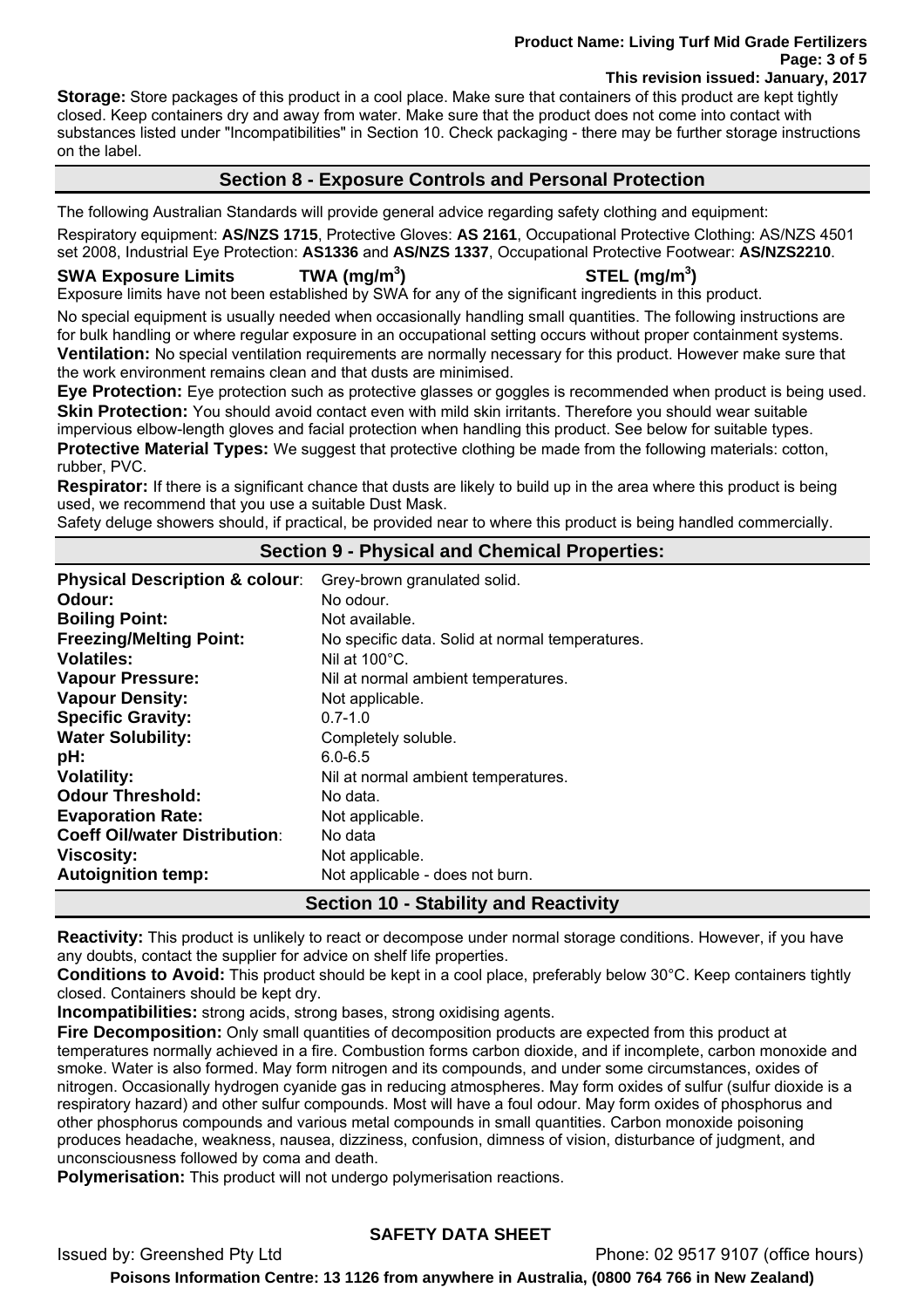**Storage:** Store packages of this product in a cool place. Make sure that containers of this product are kept tightly closed. Keep containers dry and away from water. Make sure that the product does not come into contact with substances listed under "Incompatibilities" in Section 10. Check packaging - there may be further storage instructions on the label.

## Section 8 - Exposure Controls and Personal Protection

The following Australian Standards will provide general advice regarding safety clothing and equipment:

Respiratory equipment: **AS/NZS 1715**, Protective Gloves: **AS 2161**, Occupational Protective Clothing: AS/NZS 4501 set 2008, Industrial Eye Protection: **AS1336** and **AS/NZS 1337**, Occupational Protective Footwear: **AS/NZS2210**.

**SWA Exposure Limits** **TWA (mg/m$^3$)** **STEL (mg/m$^3$)**

Exposure limits have not been established by SWA for any of the significant ingredients in this product.

No special equipment is usually needed when occasionally handling small quantities. The following instructions are for bulk handling or where regular exposure in an occupational setting occurs without proper containment systems.

**Ventilation:** No special ventilation requirements are normally necessary for this product. However make sure that the work environment remains clean and that dusts are minimised.

**Eye Protection:** Eye protection such as protective glasses or goggles is recommended when product is being used.

**Skin Protection:** You should avoid contact even with mild skin irritants. Therefore you should wear suitable impervious elbow-length gloves and facial protection when handling this product. See below for suitable types.

**Protective Material Types:** We suggest that protective clothing be made from the following materials: cotton, rubber, PVC.

**Respirator:** If there is a significant chance that dusts are likely to build up in the area where this product is being used, we recommend that you use a suitable Dust Mask.

Safety deluge showers should, if practical, be provided near to where this product is being handled commercially.

## Section 9 - Physical and Chemical Properties:

| | |
|---|---|
| **Physical Description & colour**: | Grey-brown granulated solid. |
| **Odour:** | No odour. |
| **Boiling Point:** | Not available. |
| **Freezing/Melting Point:** | No specific data. Solid at normal temperatures. |
| **Volatiles:** | Nil at 100°C. |
| **Vapour Pressure:** | Nil at normal ambient temperatures. |
| **Vapour Density:** | Not applicable. |
| **Specific Gravity:** | 0.7-1.0 |
| **Water Solubility:** | Completely soluble. |
| **pH:** | 6.0-6.5 |
| **Volatility:** | Nil at normal ambient temperatures. |
| **Odour Threshold:** | No data. |
| **Evaporation Rate:** | Not applicable. |
| **Coeff Oil/water Distribution**: | No data |
| **Viscosity:** | Not applicable. |
| **Autoignition temp:** | Not applicable - does not burn. |

## Section 10 - Stability and Reactivity

**Reactivity:** This product is unlikely to react or decompose under normal storage conditions. However, if you have any doubts, contact the supplier for advice on shelf life properties.

**Conditions to Avoid:** This product should be kept in a cool place, preferably below 30°C. Keep containers tightly closed. Containers should be kept dry.

**Incompatibilities:** strong acids, strong bases, strong oxidising agents.

**Fire Decomposition:** Only small quantities of decomposition products are expected from this product at temperatures normally achieved in a fire. Combustion forms carbon dioxide, and if incomplete, carbon monoxide and smoke. Water is also formed. May form nitrogen and its compounds, and under some circumstances, oxides of nitrogen. Occasionally hydrogen cyanide gas in reducing atmospheres. May form oxides of sulfur (sulfur dioxide is a respiratory hazard) and other sulfur compounds. Most will have a foul odour. May form oxides of phosphorus and other phosphorus compounds and various metal compounds in small quantities. Carbon monoxide poisoning produces headache, weakness, nausea, dizziness, confusion, dimness of vision, disturbance of judgment, and unconsciousness followed by coma and death.

**Polymerisation:** This product will not undergo polymerisation reactions.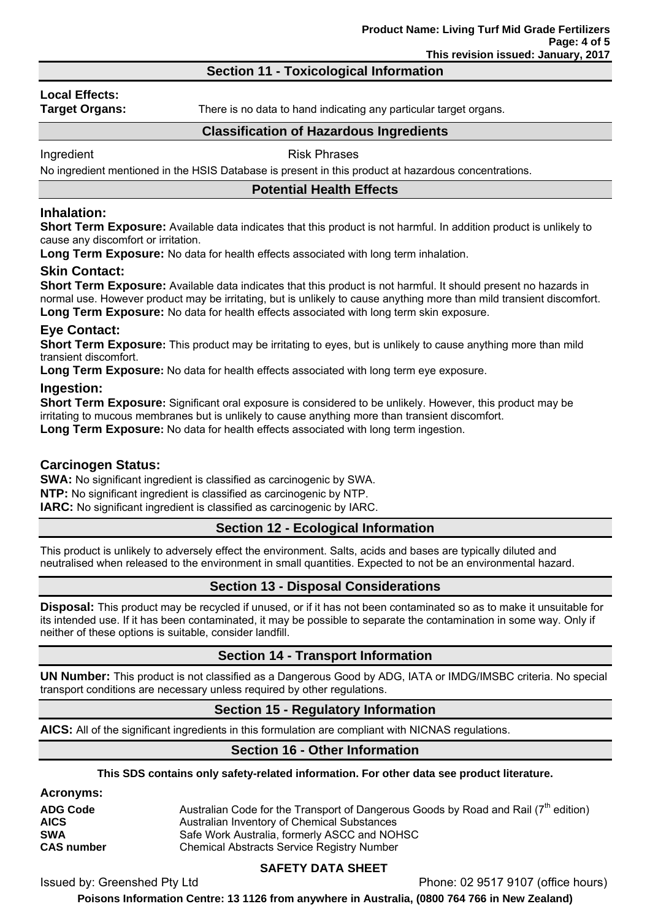## Section 11 - Toxicological Information

**Local Effects:**

**Target Organs:** There is no data to hand indicating any particular target organs.

### Classification of Hazardous Ingredients

| Ingredient | Risk Phrases |
|---|---|

No ingredient mentioned in the HSIS Database is present in this product at hazardous concentrations.

### Potential Health Effects

### Inhalation:

**Short Term Exposure:** Available data indicates that this product is not harmful. In addition product is unlikely to cause any discomfort or irritation.

**Long Term Exposure:** No data for health effects associated with long term inhalation.

### Skin Contact:

**Short Term Exposure:** Available data indicates that this product is not harmful. It should present no hazards in normal use. However product may be irritating, but is unlikely to cause anything more than mild transient discomfort.

**Long Term Exposure:** No data for health effects associated with long term skin exposure.

### Eye Contact:

**Short Term Exposure:** This product may be irritating to eyes, but is unlikely to cause anything more than mild transient discomfort.

**Long Term Exposure:** No data for health effects associated with long term eye exposure.

### Ingestion:

**Short Term Exposure:** Significant oral exposure is considered to be unlikely. However, this product may be irritating to mucous membranes but is unlikely to cause anything more than transient discomfort.

**Long Term Exposure:** No data for health effects associated with long term ingestion.

### Carcinogen Status:

**SWA:** No significant ingredient is classified as carcinogenic by SWA.

**NTP:** No significant ingredient is classified as carcinogenic by NTP.

**IARC:** No significant ingredient is classified as carcinogenic by IARC.

## Section 12 - Ecological Information

This product is unlikely to adversely effect the environment. Salts, acids and bases are typically diluted and neutralised when released to the environment in small quantities. Expected to not be an environmental hazard.

## Section 13 - Disposal Considerations

**Disposal:** This product may be recycled if unused, or if it has not been contaminated so as to make it unsuitable for its intended use. If it has been contaminated, it may be possible to separate the contamination in some way. Only if neither of these options is suitable, consider landfill.

## Section 14 - Transport Information

**UN Number:** This product is not classified as a Dangerous Good by ADG, IATA or IMDG/IMSBC criteria. No special transport conditions are necessary unless required by other regulations.

## Section 15 - Regulatory Information

**AICS:** All of the significant ingredients in this formulation are compliant with NICNAS regulations.

## Section 16 - Other Information

**This SDS contains only safety-related information. For other data see product literature.**

**Acronyms:**

| | |
|---|---|
| **ADG Code** | Australian Code for the Transport of Dangerous Goods by Road and Rail (7$^{th}$ edition) |
| **AICS** | Australian Inventory of Chemical Substances |
| **SWA** | Safe Work Australia, formerly ASCC and NOHSC |
| **CAS number** | Chemical Abstracts Service Registry Number |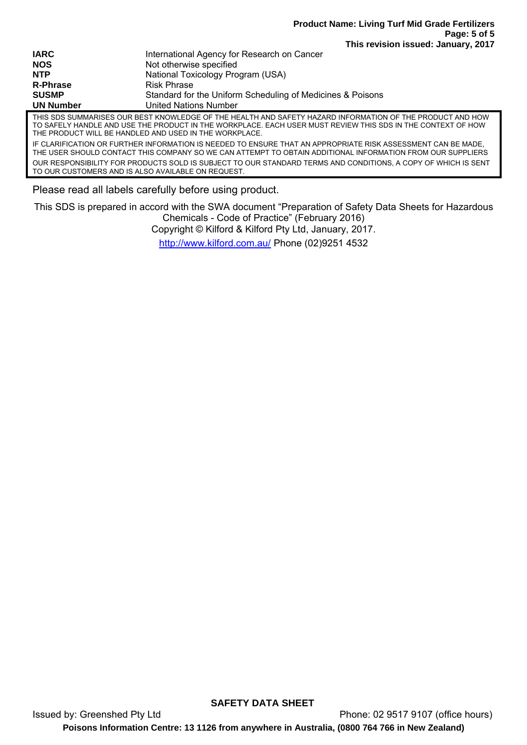| | |
|---|---|
| **IARC** | International Agency for Research on Cancer |
| **NOS** | Not otherwise specified |
| **NTP** | National Toxicology Program (USA) |
| **R-Phrase** | Risk Phrase |
| **SUSMP** | Standard for the Uniform Scheduling of Medicines & Poisons |
| **UN Number** | United Nations Number |

THIS SDS SUMMARISES OUR BEST KNOWLEDGE OF THE HEALTH AND SAFETY HAZARD INFORMATION OF THE PRODUCT AND HOW TO SAFELY HANDLE AND USE THE PRODUCT IN THE WORKPLACE. EACH USER MUST REVIEW THIS SDS IN THE CONTEXT OF HOW THE PRODUCT WILL BE HANDLED AND USED IN THE WORKPLACE.

IF CLARIFICATION OR FURTHER INFORMATION IS NEEDED TO ENSURE THAT AN APPROPRIATE RISK ASSESSMENT CAN BE MADE, THE USER SHOULD CONTACT THIS COMPANY SO WE CAN ATTEMPT TO OBTAIN ADDITIONAL INFORMATION FROM OUR SUPPLIERS

OUR RESPONSIBILITY FOR PRODUCTS SOLD IS SUBJECT TO OUR STANDARD TERMS AND CONDITIONS, A COPY OF WHICH IS SENT TO OUR CUSTOMERS AND IS ALSO AVAILABLE ON REQUEST.

Please read all labels carefully before using product.

This SDS is prepared in accord with the SWA document "Preparation of Safety Data Sheets for Hazardous Chemicals - Code of Practice" (February 2016)

Copyright © Kilford & Kilford Pty Ltd, January, 2017.

http://www.kilford.com.au/ Phone (02)9251 4532